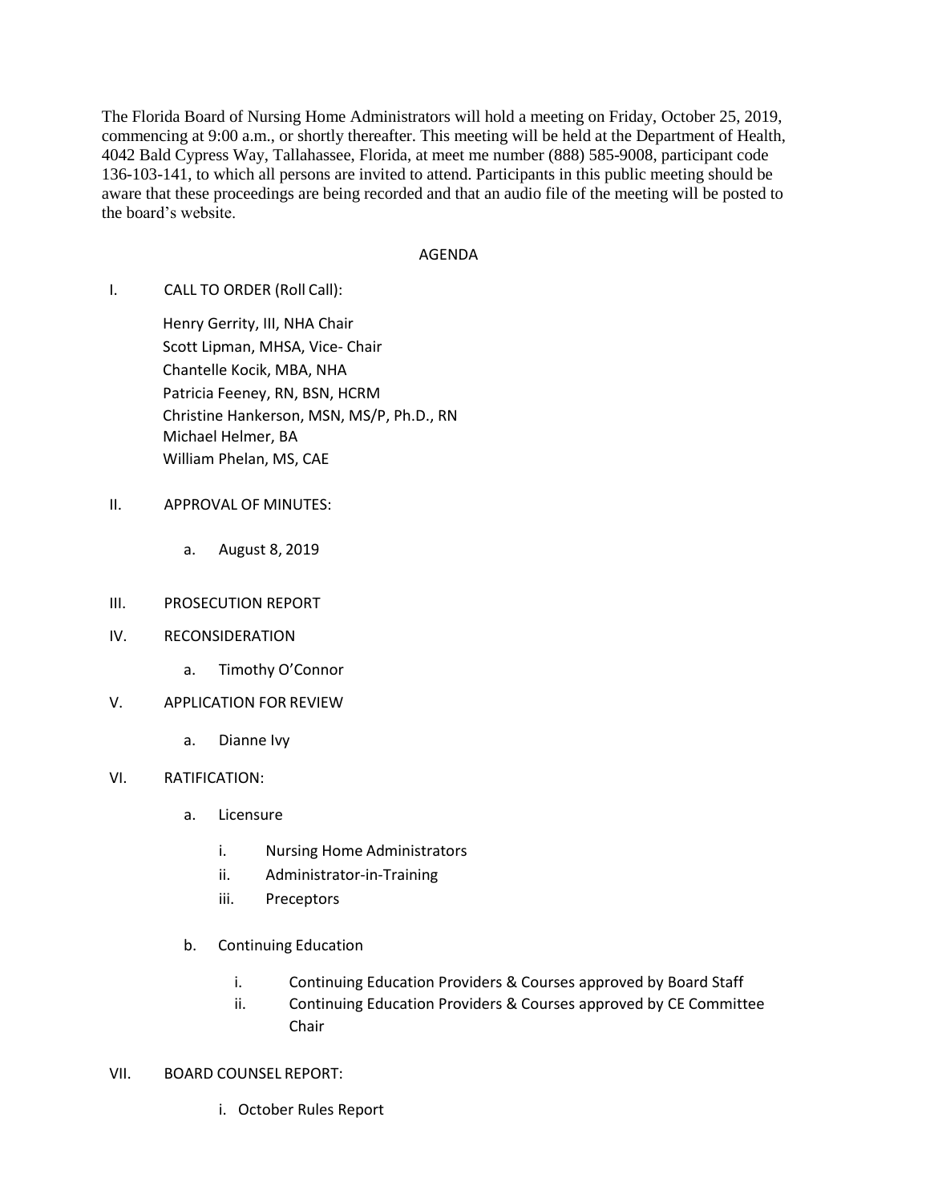The Florida Board of Nursing Home Administrators will hold a meeting on Friday, October 25, 2019, commencing at 9:00 a.m., or shortly thereafter. This meeting will be held at the Department of Health, 4042 Bald Cypress Way, Tallahassee, Florida, at meet me number (888) 585-9008, participant code 136-103-141, to which all persons are invited to attend. Participants in this public meeting should be aware that these proceedings are being recorded and that an audio file of the meeting will be posted to the board's website.

## AGENDA

I. CALL TO ORDER (Roll Call):

   Henry Gerrity, III, NHA Chair
   Scott Lipman, MHSA, Vice- Chair
   Chantelle Kocik, MBA, NHA
   Patricia Feeney, RN, BSN, HCRM
   Christine Hankerson, MSN, MS/P, Ph.D., RN
   Michael Helmer, BA
   William Phelan, MS, CAE

II. APPROVAL OF MINUTES:

   a. August 8, 2019

III. PROSECUTION REPORT

IV. RECONSIDERATION

   a. Timothy O'Connor

V. APPLICATION FOR REVIEW

   a. Dianne Ivy

VI. RATIFICATION:

   a. Licensure

      i. Nursing Home Administrators
      ii. Administrator-in-Training
      iii. Preceptors

   b. Continuing Education

      i. Continuing Education Providers & Courses approved by Board Staff
      ii. Continuing Education Providers & Courses approved by CE Committee Chair

VII. BOARD COUNSEL REPORT:

   i. October Rules Report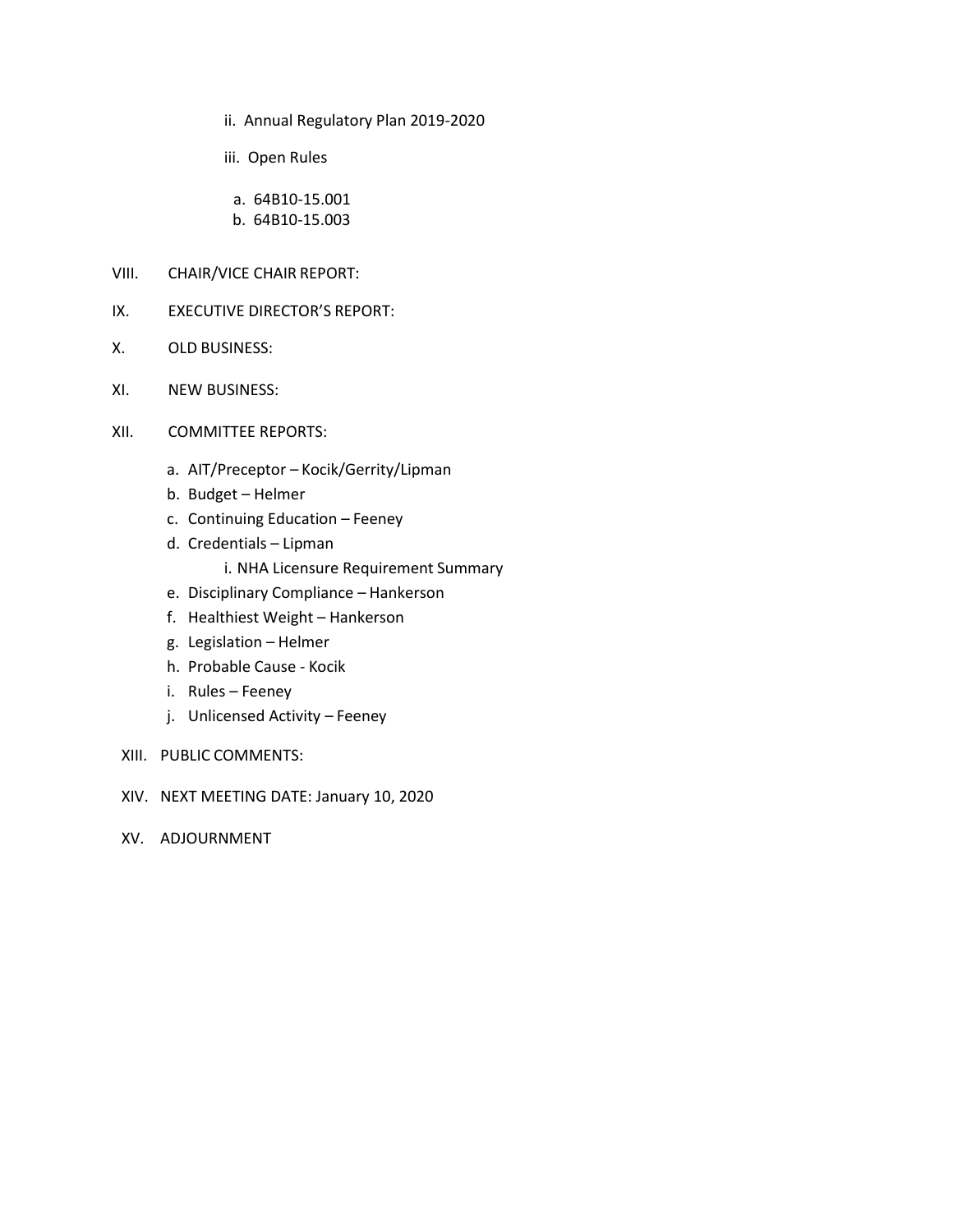ii. Annual Regulatory Plan 2019-2020

   iii. Open Rules

      a. 64B10-15.001
      b. 64B10-15.003

VIII. CHAIR/VICE CHAIR REPORT:

IX. EXECUTIVE DIRECTOR'S REPORT:

X. OLD BUSINESS:

XI. NEW BUSINESS:

XII. COMMITTEE REPORTS:

   a. AIT/Preceptor – Kocik/Gerrity/Lipman
   b. Budget – Helmer
   c. Continuing Education – Feeney
   d. Credentials – Lipman
      i. NHA Licensure Requirement Summary
   e. Disciplinary Compliance – Hankerson
   f. Healthiest Weight – Hankerson
   g. Legislation – Helmer
   h. Probable Cause - Kocik
   i. Rules – Feeney
   j. Unlicensed Activity – Feeney

XIII. PUBLIC COMMENTS:

XIV. NEXT MEETING DATE: January 10, 2020

XV. ADJOURNMENT